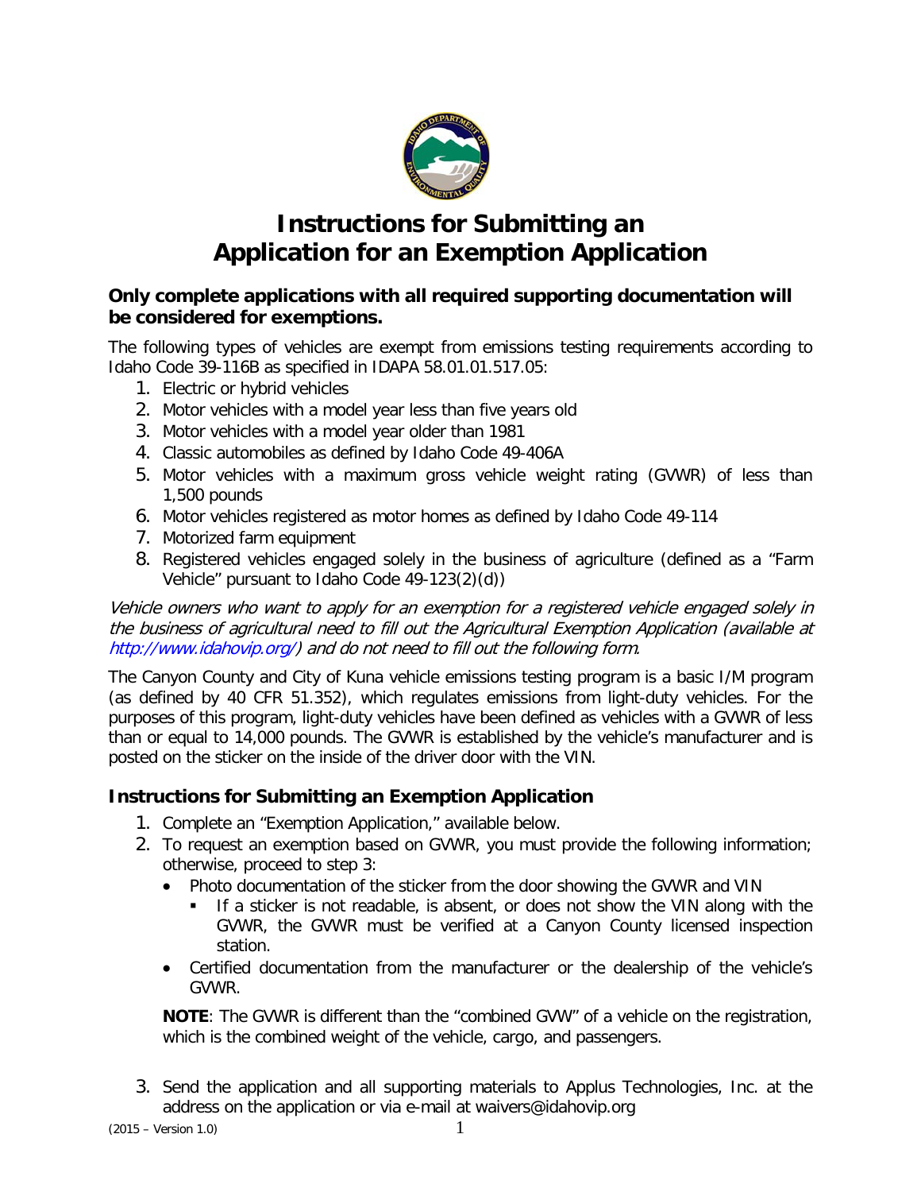# Instructions for Submitting an Application for an Exemption Application

**Only complete applications with all required supporting documentation will be considered for exemptions.**

The following types of vehicles are exempt from emissions testing requirements according to Idaho Code 39-116B as specified in IDAPA 58.01.01.517.05:

1. Electric or hybrid vehicles
2. Motor vehicles with a model year less than five years old
3. Motor vehicles with a model year older than 1981
4. Classic automobiles as defined by Idaho Code 49-406A
5. Motor vehicles with a maximum gross vehicle weight rating (GVWR) of less than 1,500 pounds
6. Motor vehicles registered as motor homes as defined by Idaho Code 49-114
7. Motorized farm equipment
8. Registered vehicles engaged solely in the business of agriculture (defined as a "Farm Vehicle" pursuant to Idaho Code 49-123(2)(d))

*Vehicle owners who want to apply for an exemption for a registered vehicle engaged solely in the business of agricultural need to fill out the Agricultural Exemption Application (available at http://www.idahovip.org/) and do not need to fill out the following form.*

The Canyon County and City of Kuna vehicle emissions testing program is a basic I/M program (as defined by 40 CFR 51.352), which regulates emissions from light-duty vehicles. For the purposes of this program, light-duty vehicles have been defined as vehicles with a GVWR of less than or equal to 14,000 pounds. The GVWR is established by the vehicle's manufacturer and is posted on the sticker on the inside of the driver door with the VIN.

## Instructions for Submitting an Exemption Application

1. Complete an "Exemption Application," available below.
2. To request an exemption based on GVWR, you must provide the following information; otherwise, proceed to step 3:
   - Photo documentation of the sticker from the door showing the GVWR and VIN
     - If a sticker is not readable, is absent, or does not show the VIN along with the GVWR, the GVWR must be verified at a Canyon County licensed inspection station.
   - Certified documentation from the manufacturer or the dealership of the vehicle's GVWR.

   **NOTE**: The GVWR is different than the "combined GVW" of a vehicle on the registration, which is the combined weight of the vehicle, cargo, and passengers.

3. Send the application and all supporting materials to Applus Technologies, Inc. at the address on the application or via e-mail at waivers@idahovip.org

(2015 – Version 1.0)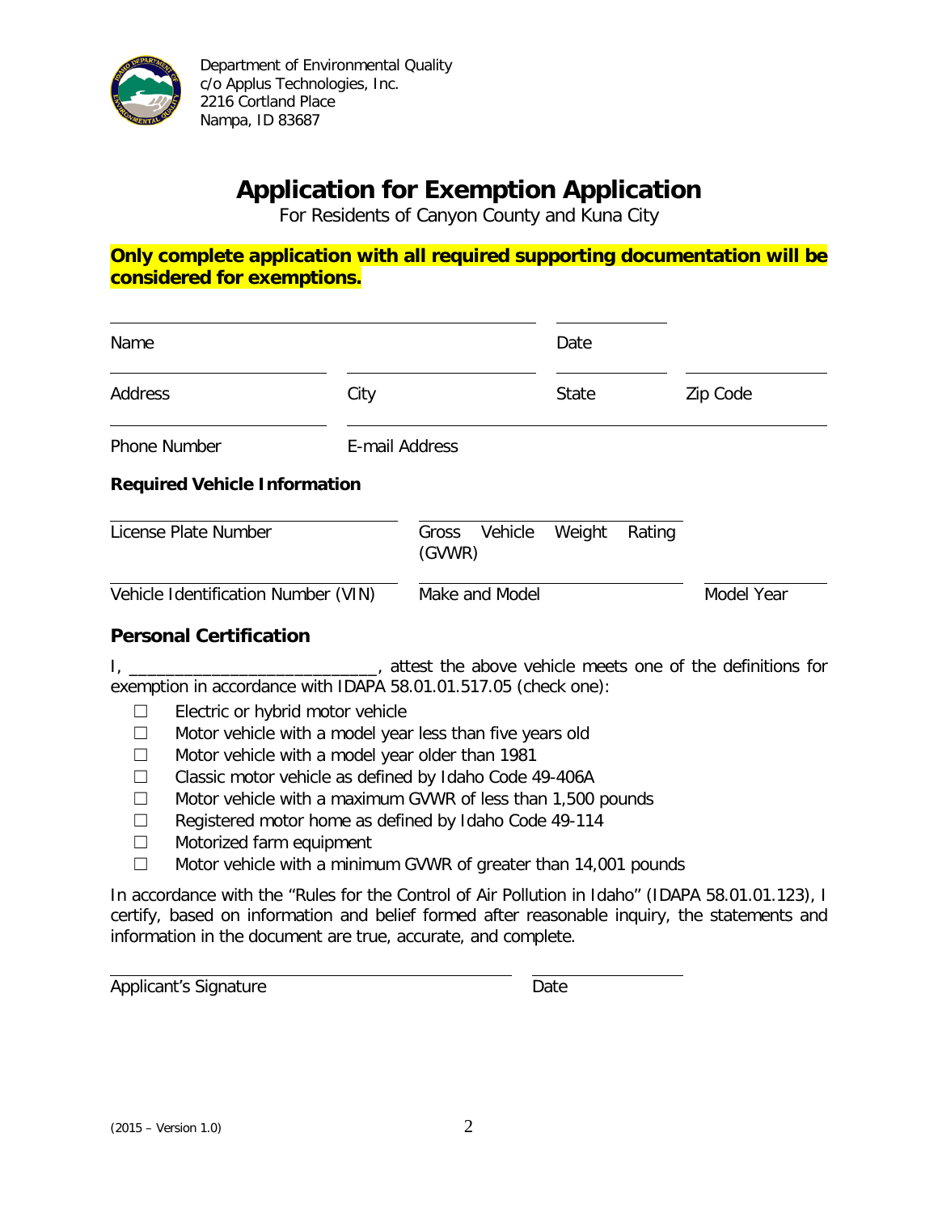Department of Environmental Quality
c/o Applus Technologies, Inc.
2216 Cortland Place
Nampa, ID 83687

# Application for Exemption Application

For Residents of Canyon County and Kuna City

**Only complete application with all required supporting documentation will be considered for exemptions.**

| | | | |
|---|---|---|---|
| Name | | Date | |
| Address | City | State | Zip Code |
| Phone Number | E-mail Address | | |

**Required Vehicle Information**

| | | |
|---|---|---|
| License Plate Number | Gross Vehicle Weight Rating (GVWR) | |
| Vehicle Identification Number (VIN) | Make and Model | Model Year |

## Personal Certification

I, ___________________________, attest the above vehicle meets one of the definitions for exemption in accordance with IDAPA 58.01.01.517.05 (check one):

- ☐ Electric or hybrid motor vehicle
- ☐ Motor vehicle with a model year less than five years old
- ☐ Motor vehicle with a model year older than 1981
- ☐ Classic motor vehicle as defined by Idaho Code 49-406A
- ☐ Motor vehicle with a maximum GVWR of less than 1,500 pounds
- ☐ Registered motor home as defined by Idaho Code 49-114
- ☐ Motorized farm equipment
- ☐ Motor vehicle with a minimum GVWR of greater than 14,001 pounds

In accordance with the "Rules for the Control of Air Pollution in Idaho" (IDAPA 58.01.01.123), I certify, based on information and belief formed after reasonable inquiry, the statements and information in the document are true, accurate, and complete.

| | |
|---|---|
| Applicant's Signature | Date |

(2015 – Version 1.0)